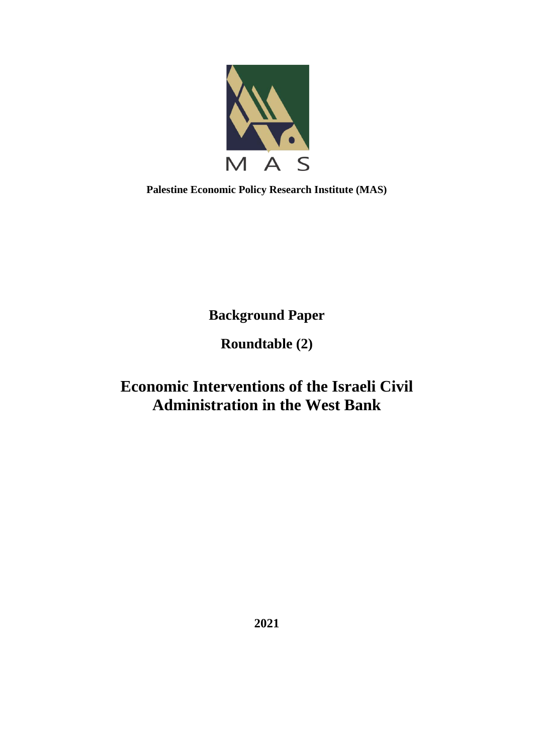MAS

**Palestine Economic Policy Research Institute (MAS)**

**Background Paper**

**Roundtable (2)**

# Economic Interventions of the Israeli Civil Administration in the West Bank

**2021**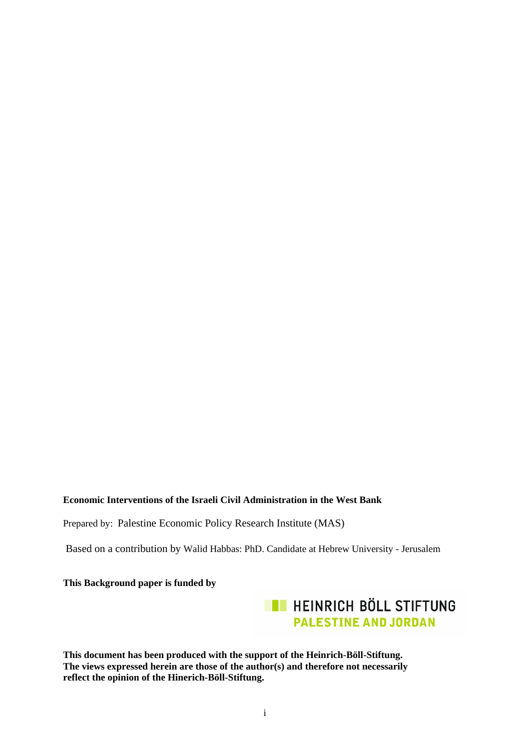**Economic Interventions of the Israeli Civil Administration in the West Bank**

Prepared by: Palestine Economic Policy Research Institute (MAS)

Based on a contribution by Walid Habbas: PhD. Candidate at Hebrew University - Jerusalem

**This Background paper is funded by**

HEINRICH BÖLL STIFTUNG
PALESTINE AND JORDAN

**This document has been produced with the support of the Heinrich-Böll-Stiftung. The views expressed herein are those of the author(s) and therefore not necessarily reflect the opinion of the Hinerich-Böll-Stiftung.**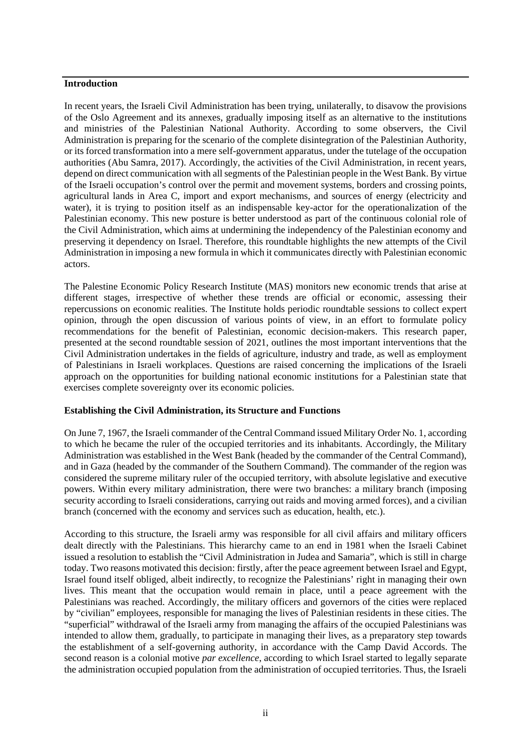**Introduction**

In recent years, the Israeli Civil Administration has been trying, unilaterally, to disavow the provisions of the Oslo Agreement and its annexes, gradually imposing itself as an alternative to the institutions and ministries of the Palestinian National Authority. According to some observers, the Civil Administration is preparing for the scenario of the complete disintegration of the Palestinian Authority, or its forced transformation into a mere self-government apparatus, under the tutelage of the occupation authorities (Abu Samra, 2017). Accordingly, the activities of the Civil Administration, in recent years, depend on direct communication with all segments of the Palestinian people in the West Bank. By virtue of the Israeli occupation's control over the permit and movement systems, borders and crossing points, agricultural lands in Area C, import and export mechanisms, and sources of energy (electricity and water), it is trying to position itself as an indispensable key-actor for the operationalization of the Palestinian economy. This new posture is better understood as part of the continuous colonial role of the Civil Administration, which aims at undermining the independency of the Palestinian economy and preserving it dependency on Israel. Therefore, this roundtable highlights the new attempts of the Civil Administration in imposing a new formula in which it communicates directly with Palestinian economic actors.

The Palestine Economic Policy Research Institute (MAS) monitors new economic trends that arise at different stages, irrespective of whether these trends are official or economic, assessing their repercussions on economic realities. The Institute holds periodic roundtable sessions to collect expert opinion, through the open discussion of various points of view, in an effort to formulate policy recommendations for the benefit of Palestinian, economic decision-makers. This research paper, presented at the second roundtable session of 2021, outlines the most important interventions that the Civil Administration undertakes in the fields of agriculture, industry and trade, as well as employment of Palestinians in Israeli workplaces. Questions are raised concerning the implications of the Israeli approach on the opportunities for building national economic institutions for a Palestinian state that exercises complete sovereignty over its economic policies.

**Establishing the Civil Administration, its Structure and Functions**

On June 7, 1967, the Israeli commander of the Central Command issued Military Order No. 1, according to which he became the ruler of the occupied territories and its inhabitants. Accordingly, the Military Administration was established in the West Bank (headed by the commander of the Central Command), and in Gaza (headed by the commander of the Southern Command). The commander of the region was considered the supreme military ruler of the occupied territory, with absolute legislative and executive powers. Within every military administration, there were two branches: a military branch (imposing security according to Israeli considerations, carrying out raids and moving armed forces), and a civilian branch (concerned with the economy and services such as education, health, etc.).

According to this structure, the Israeli army was responsible for all civil affairs and military officers dealt directly with the Palestinians. This hierarchy came to an end in 1981 when the Israeli Cabinet issued a resolution to establish the "Civil Administration in Judea and Samaria", which is still in charge today. Two reasons motivated this decision: firstly, after the peace agreement between Israel and Egypt, Israel found itself obliged, albeit indirectly, to recognize the Palestinians' right in managing their own lives. This meant that the occupation would remain in place, until a peace agreement with the Palestinians was reached. Accordingly, the military officers and governors of the cities were replaced by "civilian" employees, responsible for managing the lives of Palestinian residents in these cities. The "superficial" withdrawal of the Israeli army from managing the affairs of the occupied Palestinians was intended to allow them, gradually, to participate in managing their lives, as a preparatory step towards the establishment of a self-governing authority, in accordance with the Camp David Accords. The second reason is a colonial motive *par excellence*, according to which Israel started to legally separate the administration occupied population from the administration of occupied territories. Thus, the Israeli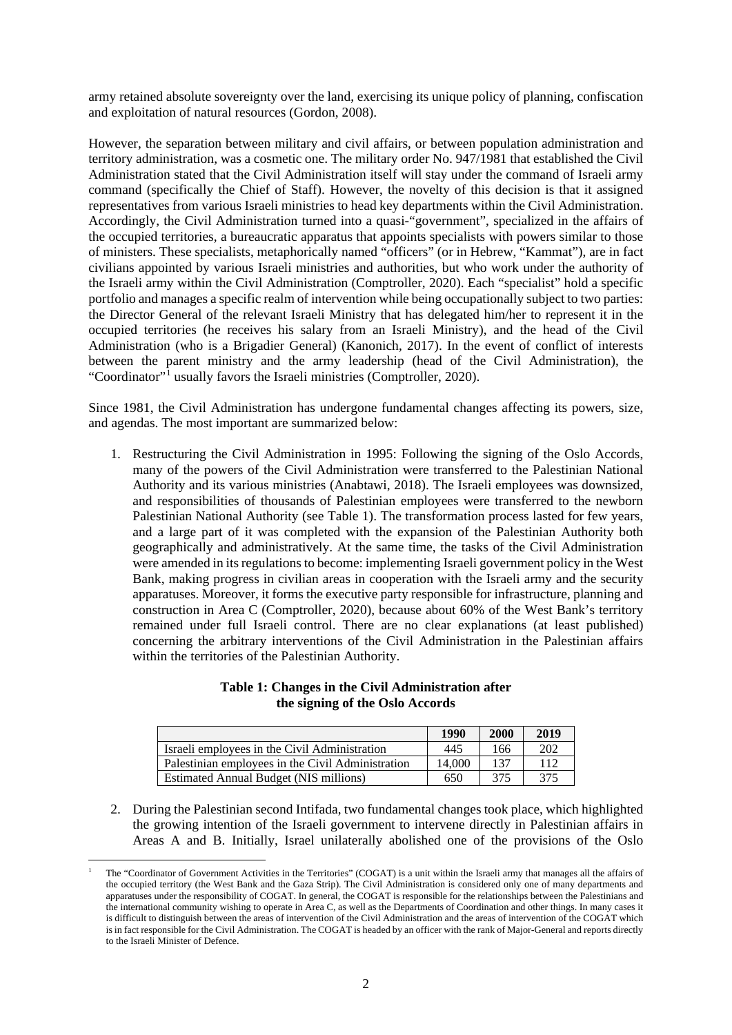army retained absolute sovereignty over the land, exercising its unique policy of planning, confiscation and exploitation of natural resources (Gordon, 2008).

However, the separation between military and civil affairs, or between population administration and territory administration, was a cosmetic one. The military order No. 947/1981 that established the Civil Administration stated that the Civil Administration itself will stay under the command of Israeli army command (specifically the Chief of Staff). However, the novelty of this decision is that it assigned representatives from various Israeli ministries to head key departments within the Civil Administration. Accordingly, the Civil Administration turned into a quasi-"government", specialized in the affairs of the occupied territories, a bureaucratic apparatus that appoints specialists with powers similar to those of ministers. These specialists, metaphorically named "officers" (or in Hebrew, "Kammat"), are in fact civilians appointed by various Israeli ministries and authorities, but who work under the authority of the Israeli army within the Civil Administration (Comptroller, 2020). Each "specialist" hold a specific portfolio and manages a specific realm of intervention while being occupationally subject to two parties: the Director General of the relevant Israeli Ministry that has delegated him/her to represent it in the occupied territories (he receives his salary from an Israeli Ministry), and the head of the Civil Administration (who is a Brigadier General) (Kanonich, 2017). In the event of conflict of interests between the parent ministry and the army leadership (head of the Civil Administration), the "Coordinator"[1] usually favors the Israeli ministries (Comptroller, 2020).

Since 1981, the Civil Administration has undergone fundamental changes affecting its powers, size, and agendas. The most important are summarized below:

1. Restructuring the Civil Administration in 1995: Following the signing of the Oslo Accords, many of the powers of the Civil Administration were transferred to the Palestinian National Authority and its various ministries (Anabtawi, 2018). The Israeli employees was downsized, and responsibilities of thousands of Palestinian employees were transferred to the newborn Palestinian National Authority (see Table 1). The transformation process lasted for few years, and a large part of it was completed with the expansion of the Palestinian Authority both geographically and administratively. At the same time, the tasks of the Civil Administration were amended in its regulations to become: implementing Israeli government policy in the West Bank, making progress in civilian areas in cooperation with the Israeli army and the security apparatuses. Moreover, it forms the executive party responsible for infrastructure, planning and construction in Area C (Comptroller, 2020), because about 60% of the West Bank's territory remained under full Israeli control. There are no clear explanations (at least published) concerning the arbitrary interventions of the Civil Administration in the Palestinian affairs within the territories of the Palestinian Authority.

**Table 1: Changes in the Civil Administration after the signing of the Oslo Accords**

| | 1990 | 2000 | 2019 |
|---|---|---|---|
| Israeli employees in the Civil Administration | 445 | 166 | 202 |
| Palestinian employees in the Civil Administration | 14,000 | 137 | 112 |
| Estimated Annual Budget (NIS millions) | 650 | 375 | 375 |

2. During the Palestinian second Intifada, two fundamental changes took place, which highlighted the growing intention of the Israeli government to intervene directly in Palestinian affairs in Areas A and B. Initially, Israel unilaterally abolished one of the provisions of the Oslo

---

[1] The "Coordinator of Government Activities in the Territories" (COGAT) is a unit within the Israeli army that manages all the affairs of the occupied territory (the West Bank and the Gaza Strip). The Civil Administration is considered only one of many departments and apparatuses under the responsibility of COGAT. In general, the COGAT is responsible for the relationships between the Palestinians and the international community wishing to operate in Area C, as well as the Departments of Coordination and other things. In many cases it is difficult to distinguish between the areas of intervention of the Civil Administration and the areas of intervention of the COGAT which is in fact responsible for the Civil Administration. The COGAT is headed by an officer with the rank of Major-General and reports directly to the Israeli Minister of Defence.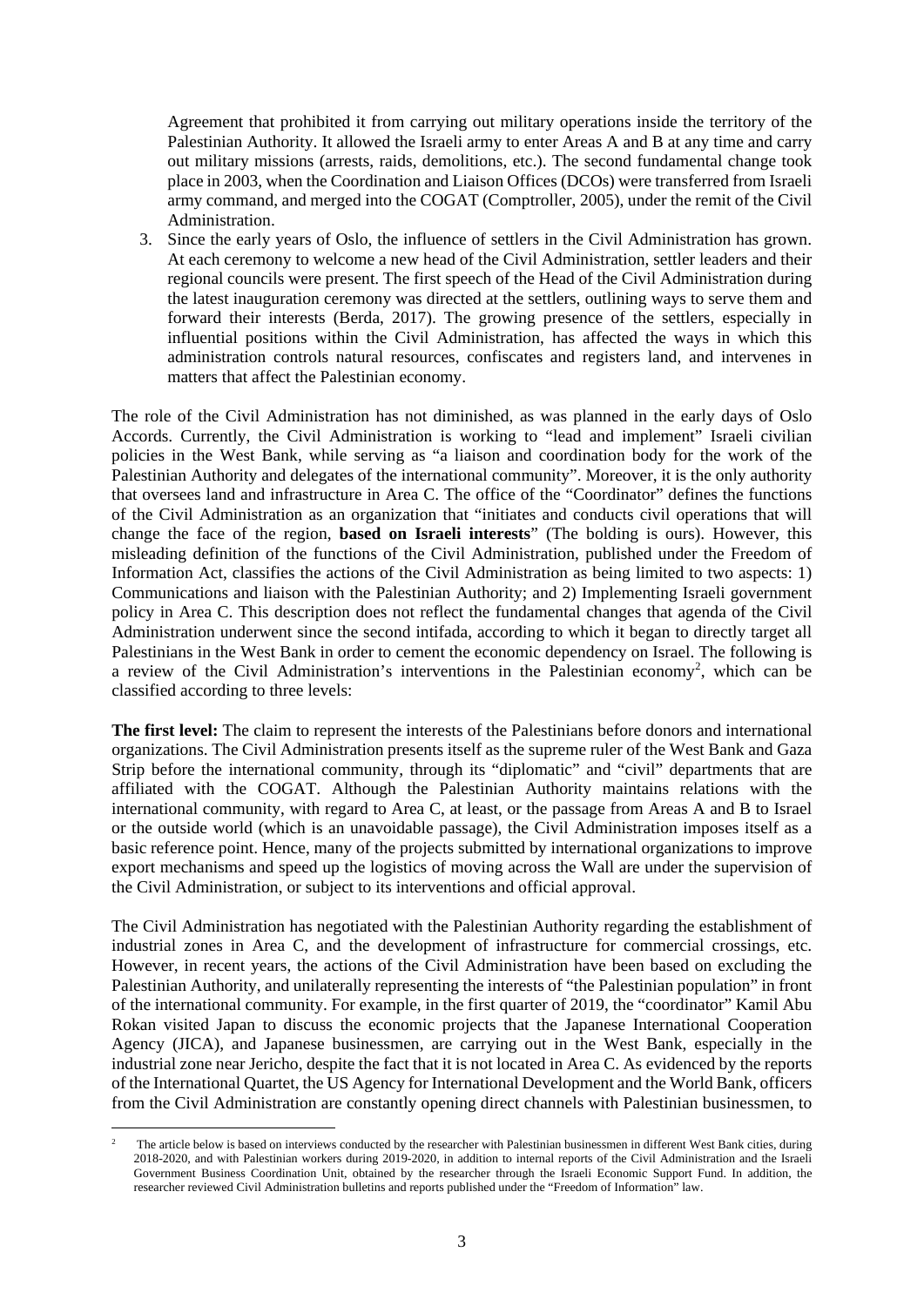Agreement that prohibited it from carrying out military operations inside the territory of the Palestinian Authority. It allowed the Israeli army to enter Areas A and B at any time and carry out military missions (arrests, raids, demolitions, etc.). The second fundamental change took place in 2003, when the Coordination and Liaison Offices (DCOs) were transferred from Israeli army command, and merged into the COGAT (Comptroller, 2005), under the remit of the Civil Administration.

3. Since the early years of Oslo, the influence of settlers in the Civil Administration has grown. At each ceremony to welcome a new head of the Civil Administration, settler leaders and their regional councils were present. The first speech of the Head of the Civil Administration during the latest inauguration ceremony was directed at the settlers, outlining ways to serve them and forward their interests (Berda, 2017). The growing presence of the settlers, especially in influential positions within the Civil Administration, has affected the ways in which this administration controls natural resources, confiscates and registers land, and intervenes in matters that affect the Palestinian economy.

The role of the Civil Administration has not diminished, as was planned in the early days of Oslo Accords. Currently, the Civil Administration is working to "lead and implement" Israeli civilian policies in the West Bank, while serving as "a liaison and coordination body for the work of the Palestinian Authority and delegates of the international community". Moreover, it is the only authority that oversees land and infrastructure in Area C. The office of the "Coordinator" defines the functions of the Civil Administration as an organization that "initiates and conducts civil operations that will change the face of the region, **based on Israeli interests**" (The bolding is ours). However, this misleading definition of the functions of the Civil Administration, published under the Freedom of Information Act, classifies the actions of the Civil Administration as being limited to two aspects: 1) Communications and liaison with the Palestinian Authority; and 2) Implementing Israeli government policy in Area C. This description does not reflect the fundamental changes that agenda of the Civil Administration underwent since the second intifada, according to which it began to directly target all Palestinians in the West Bank in order to cement the economic dependency on Israel. The following is a review of the Civil Administration's interventions in the Palestinian economy[2], which can be classified according to three levels:

**The first level:** The claim to represent the interests of the Palestinians before donors and international organizations. The Civil Administration presents itself as the supreme ruler of the West Bank and Gaza Strip before the international community, through its "diplomatic" and "civil" departments that are affiliated with the COGAT. Although the Palestinian Authority maintains relations with the international community, with regard to Area C, at least, or the passage from Areas A and B to Israel or the outside world (which is an unavoidable passage), the Civil Administration imposes itself as a basic reference point. Hence, many of the projects submitted by international organizations to improve export mechanisms and speed up the logistics of moving across the Wall are under the supervision of the Civil Administration, or subject to its interventions and official approval.

The Civil Administration has negotiated with the Palestinian Authority regarding the establishment of industrial zones in Area C, and the development of infrastructure for commercial crossings, etc. However, in recent years, the actions of the Civil Administration have been based on excluding the Palestinian Authority, and unilaterally representing the interests of "the Palestinian population" in front of the international community. For example, in the first quarter of 2019, the "coordinator" Kamil Abu Rokan visited Japan to discuss the economic projects that the Japanese International Cooperation Agency (JICA), and Japanese businessmen, are carrying out in the West Bank, especially in the industrial zone near Jericho, despite the fact that it is not located in Area C. As evidenced by the reports of the International Quartet, the US Agency for International Development and the World Bank, officers from the Civil Administration are constantly opening direct channels with Palestinian businessmen, to

[2] The article below is based on interviews conducted by the researcher with Palestinian businessmen in different West Bank cities, during 2018-2020, and with Palestinian workers during 2019-2020, in addition to internal reports of the Civil Administration and the Israeli Government Business Coordination Unit, obtained by the researcher through the Israeli Economic Support Fund. In addition, the researcher reviewed Civil Administration bulletins and reports published under the "Freedom of Information" law.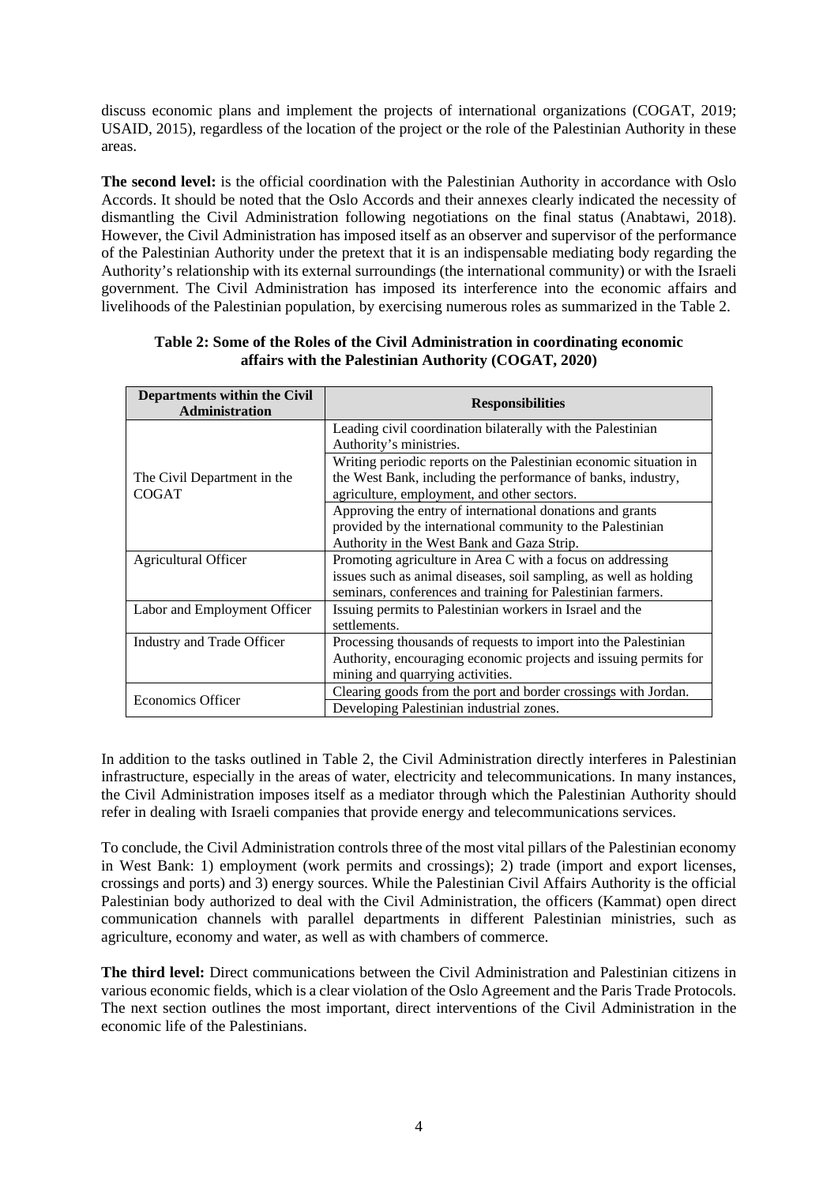discuss economic plans and implement the projects of international organizations (COGAT, 2019; USAID, 2015), regardless of the location of the project or the role of the Palestinian Authority in these areas.

**The second level:** is the official coordination with the Palestinian Authority in accordance with Oslo Accords. It should be noted that the Oslo Accords and their annexes clearly indicated the necessity of dismantling the Civil Administration following negotiations on the final status (Anabtawi, 2018). However, the Civil Administration has imposed itself as an observer and supervisor of the performance of the Palestinian Authority under the pretext that it is an indispensable mediating body regarding the Authority's relationship with its external surroundings (the international community) or with the Israeli government. The Civil Administration has imposed its interference into the economic affairs and livelihoods of the Palestinian population, by exercising numerous roles as summarized in the Table 2.

**Table 2: Some of the Roles of the Civil Administration in coordinating economic affairs with the Palestinian Authority (COGAT, 2020)**

| Departments within the Civil Administration | Responsibilities |
|---|---|
| The Civil Department in the COGAT | Leading civil coordination bilaterally with the Palestinian Authority's ministries. |
| | Writing periodic reports on the Palestinian economic situation in the West Bank, including the performance of banks, industry, agriculture, employment, and other sectors. |
| | Approving the entry of international donations and grants provided by the international community to the Palestinian Authority in the West Bank and Gaza Strip. |
| Agricultural Officer | Promoting agriculture in Area C with a focus on addressing issues such as animal diseases, soil sampling, as well as holding seminars, conferences and training for Palestinian farmers. |
| Labor and Employment Officer | Issuing permits to Palestinian workers in Israel and the settlements. |
| Industry and Trade Officer | Processing thousands of requests to import into the Palestinian Authority, encouraging economic projects and issuing permits for mining and quarrying activities. |
| Economics Officer | Clearing goods from the port and border crossings with Jordan. |
| | Developing Palestinian industrial zones. |

In addition to the tasks outlined in Table 2, the Civil Administration directly interferes in Palestinian infrastructure, especially in the areas of water, electricity and telecommunications. In many instances, the Civil Administration imposes itself as a mediator through which the Palestinian Authority should refer in dealing with Israeli companies that provide energy and telecommunications services.

To conclude, the Civil Administration controls three of the most vital pillars of the Palestinian economy in West Bank: 1) employment (work permits and crossings); 2) trade (import and export licenses, crossings and ports) and 3) energy sources. While the Palestinian Civil Affairs Authority is the official Palestinian body authorized to deal with the Civil Administration, the officers (Kammat) open direct communication channels with parallel departments in different Palestinian ministries, such as agriculture, economy and water, as well as with chambers of commerce.

**The third level:** Direct communications between the Civil Administration and Palestinian citizens in various economic fields, which is a clear violation of the Oslo Agreement and the Paris Trade Protocols. The next section outlines the most important, direct interventions of the Civil Administration in the economic life of the Palestinians.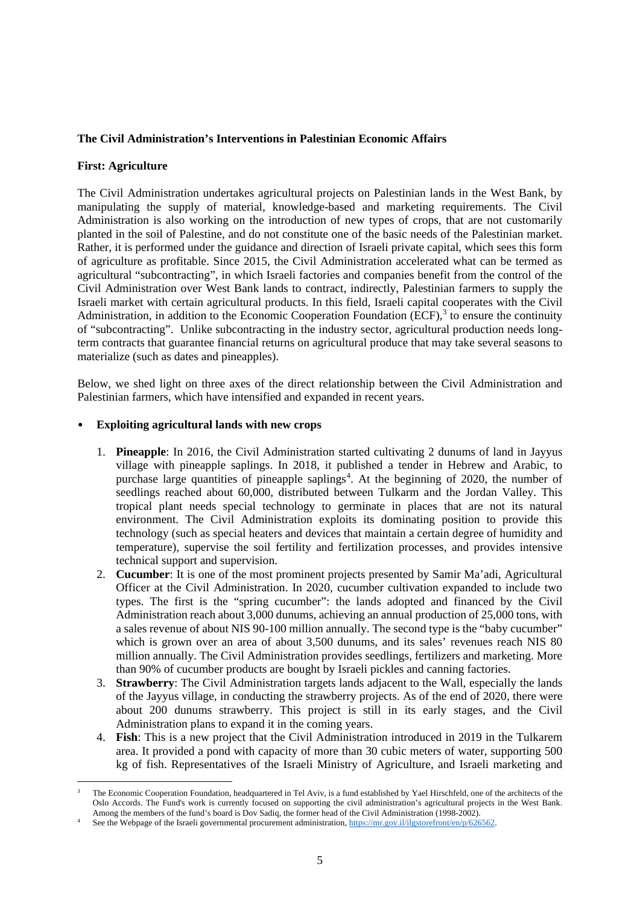**The Civil Administration's Interventions in Palestinian Economic Affairs**

**First: Agriculture**

The Civil Administration undertakes agricultural projects on Palestinian lands in the West Bank, by manipulating the supply of material, knowledge-based and marketing requirements. The Civil Administration is also working on the introduction of new types of crops, that are not customarily planted in the soil of Palestine, and do not constitute one of the basic needs of the Palestinian market. Rather, it is performed under the guidance and direction of Israeli private capital, which sees this form of agriculture as profitable. Since 2015, the Civil Administration accelerated what can be termed as agricultural "subcontracting", in which Israeli factories and companies benefit from the control of the Civil Administration over West Bank lands to contract, indirectly, Palestinian farmers to supply the Israeli market with certain agricultural products. In this field, Israeli capital cooperates with the Civil Administration, in addition to the Economic Cooperation Foundation (ECF),[3] to ensure the continuity of "subcontracting". Unlike subcontracting in the industry sector, agricultural production needs long-term contracts that guarantee financial returns on agricultural produce that may take several seasons to materialize (such as dates and pineapples).

Below, we shed light on three axes of the direct relationship between the Civil Administration and Palestinian farmers, which have intensified and expanded in recent years.

- **Exploiting agricultural lands with new crops**

1. **Pineapple**: In 2016, the Civil Administration started cultivating 2 dunums of land in Jayyus village with pineapple saplings. In 2018, it published a tender in Hebrew and Arabic, to purchase large quantities of pineapple saplings[4]. At the beginning of 2020, the number of seedlings reached about 60,000, distributed between Tulkarm and the Jordan Valley. This tropical plant needs special technology to germinate in places that are not its natural environment. The Civil Administration exploits its dominating position to provide this technology (such as special heaters and devices that maintain a certain degree of humidity and temperature), supervise the soil fertility and fertilization processes, and provides intensive technical support and supervision.
2. **Cucumber**: It is one of the most prominent projects presented by Samir Ma'adi, Agricultural Officer at the Civil Administration. In 2020, cucumber cultivation expanded to include two types. The first is the "spring cucumber": the lands adopted and financed by the Civil Administration reach about 3,000 dunums, achieving an annual production of 25,000 tons, with a sales revenue of about NIS 90-100 million annually. The second type is the "baby cucumber" which is grown over an area of about 3,500 dunums, and its sales' revenues reach NIS 80 million annually. The Civil Administration provides seedlings, fertilizers and marketing. More than 90% of cucumber products are bought by Israeli pickles and canning factories.
3. **Strawberry**: The Civil Administration targets lands adjacent to the Wall, especially the lands of the Jayyus village, in conducting the strawberry projects. As of the end of 2020, there were about 200 dunums strawberry. This project is still in its early stages, and the Civil Administration plans to expand it in the coming years.
4. **Fish**: This is a new project that the Civil Administration introduced in 2019 in the Tulkarem area. It provided a pond with capacity of more than 30 cubic meters of water, supporting 500 kg of fish. Representatives of the Israeli Ministry of Agriculture, and Israeli marketing and

---

[3] The Economic Cooperation Foundation, headquartered in Tel Aviv, is a fund established by Yael Hirschfeld, one of the architects of the Oslo Accords. The Fund's work is currently focused on supporting the civil administration's agricultural projects in the West Bank. Among the members of the fund's board is Dov Sadiq, the former head of the Civil Administration (1998-2002).

[4] See the Webpage of the Israeli governmental procurement administration, https://mr.gov.il/ilgstorefront/en/p/626562.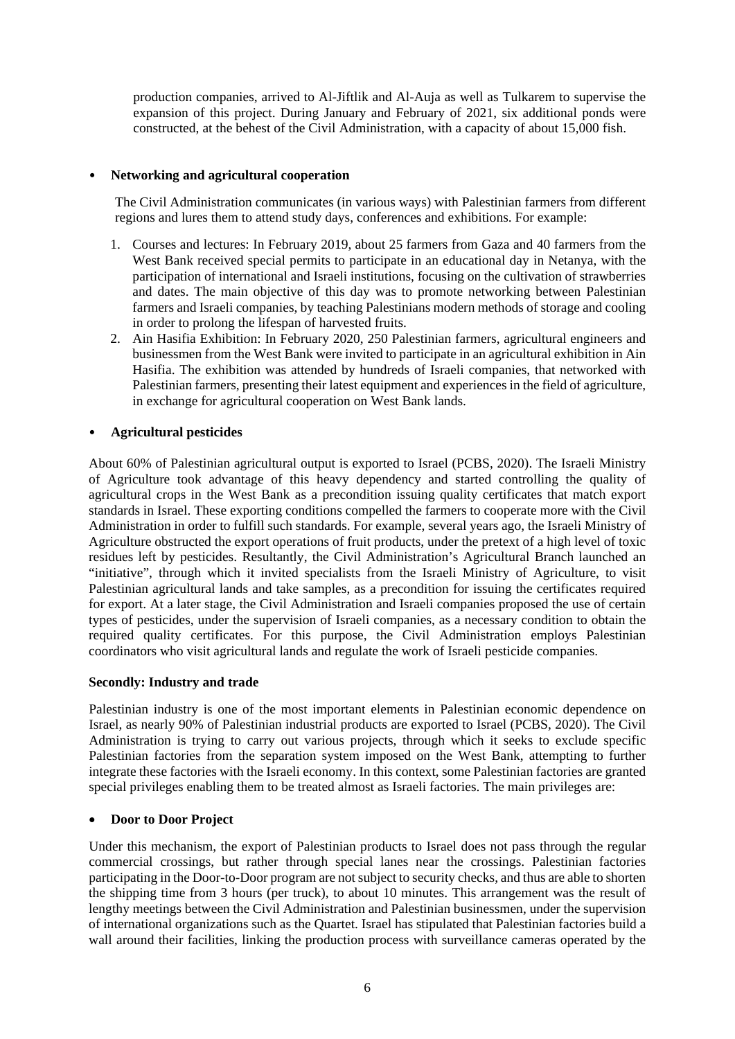production companies, arrived to Al-Jiftlik and Al-Auja as well as Tulkarem to supervise the expansion of this project. During January and February of 2021, six additional ponds were constructed, at the behest of the Civil Administration, with a capacity of about 15,000 fish.

- **Networking and agricultural cooperation**

The Civil Administration communicates (in various ways) with Palestinian farmers from different regions and lures them to attend study days, conferences and exhibitions. For example:

1. Courses and lectures: In February 2019, about 25 farmers from Gaza and 40 farmers from the West Bank received special permits to participate in an educational day in Netanya, with the participation of international and Israeli institutions, focusing on the cultivation of strawberries and dates. The main objective of this day was to promote networking between Palestinian farmers and Israeli companies, by teaching Palestinians modern methods of storage and cooling in order to prolong the lifespan of harvested fruits.
2. Ain Hasifia Exhibition: In February 2020, 250 Palestinian farmers, agricultural engineers and businessmen from the West Bank were invited to participate in an agricultural exhibition in Ain Hasifia. The exhibition was attended by hundreds of Israeli companies, that networked with Palestinian farmers, presenting their latest equipment and experiences in the field of agriculture, in exchange for agricultural cooperation on West Bank lands.

- **Agricultural pesticides**

About 60% of Palestinian agricultural output is exported to Israel (PCBS, 2020). The Israeli Ministry of Agriculture took advantage of this heavy dependency and started controlling the quality of agricultural crops in the West Bank as a precondition issuing quality certificates that match export standards in Israel. These exporting conditions compelled the farmers to cooperate more with the Civil Administration in order to fulfill such standards. For example, several years ago, the Israeli Ministry of Agriculture obstructed the export operations of fruit products, under the pretext of a high level of toxic residues left by pesticides. Resultantly, the Civil Administration's Agricultural Branch launched an "initiative", through which it invited specialists from the Israeli Ministry of Agriculture, to visit Palestinian agricultural lands and take samples, as a precondition for issuing the certificates required for export. At a later stage, the Civil Administration and Israeli companies proposed the use of certain types of pesticides, under the supervision of Israeli companies, as a necessary condition to obtain the required quality certificates. For this purpose, the Civil Administration employs Palestinian coordinators who visit agricultural lands and regulate the work of Israeli pesticide companies.

**Secondly: Industry and trade**

Palestinian industry is one of the most important elements in Palestinian economic dependence on Israel, as nearly 90% of Palestinian industrial products are exported to Israel (PCBS, 2020). The Civil Administration is trying to carry out various projects, through which it seeks to exclude specific Palestinian factories from the separation system imposed on the West Bank, attempting to further integrate these factories with the Israeli economy. In this context, some Palestinian factories are granted special privileges enabling them to be treated almost as Israeli factories. The main privileges are:

- **Door to Door Project**

Under this mechanism, the export of Palestinian products to Israel does not pass through the regular commercial crossings, but rather through special lanes near the crossings. Palestinian factories participating in the Door-to-Door program are not subject to security checks, and thus are able to shorten the shipping time from 3 hours (per truck), to about 10 minutes. This arrangement was the result of lengthy meetings between the Civil Administration and Palestinian businessmen, under the supervision of international organizations such as the Quartet. Israel has stipulated that Palestinian factories build a wall around their facilities, linking the production process with surveillance cameras operated by the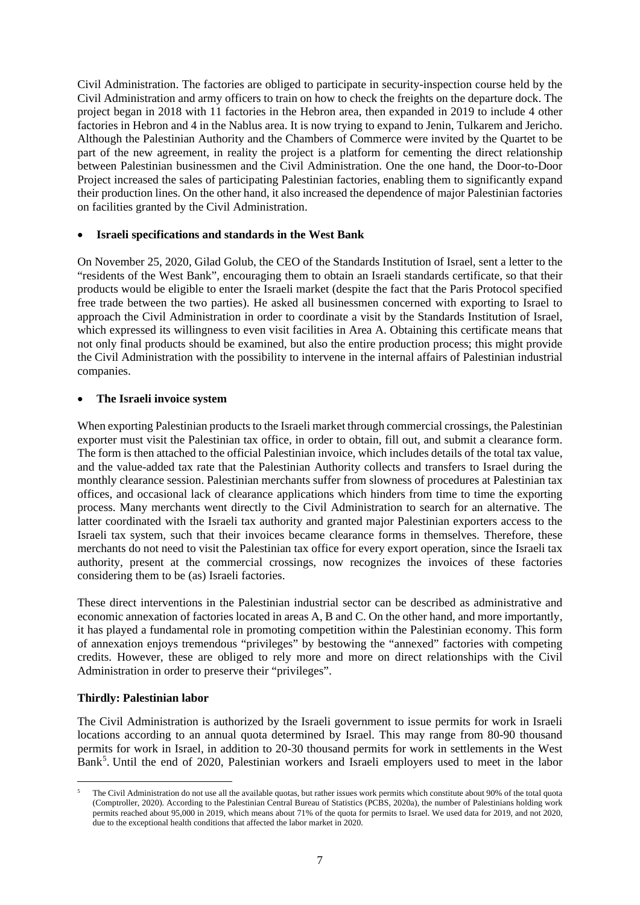Civil Administration. The factories are obliged to participate in security-inspection course held by the Civil Administration and army officers to train on how to check the freights on the departure dock. The project began in 2018 with 11 factories in the Hebron area, then expanded in 2019 to include 4 other factories in Hebron and 4 in the Nablus area. It is now trying to expand to Jenin, Tulkarem and Jericho. Although the Palestinian Authority and the Chambers of Commerce were invited by the Quartet to be part of the new agreement, in reality the project is a platform for cementing the direct relationship between Palestinian businessmen and the Civil Administration. One the one hand, the Door-to-Door Project increased the sales of participating Palestinian factories, enabling them to significantly expand their production lines. On the other hand, it also increased the dependence of major Palestinian factories on facilities granted by the Civil Administration.

- **Israeli specifications and standards in the West Bank**

On November 25, 2020, Gilad Golub, the CEO of the Standards Institution of Israel, sent a letter to the "residents of the West Bank", encouraging them to obtain an Israeli standards certificate, so that their products would be eligible to enter the Israeli market (despite the fact that the Paris Protocol specified free trade between the two parties). He asked all businessmen concerned with exporting to Israel to approach the Civil Administration in order to coordinate a visit by the Standards Institution of Israel, which expressed its willingness to even visit facilities in Area A. Obtaining this certificate means that not only final products should be examined, but also the entire production process; this might provide the Civil Administration with the possibility to intervene in the internal affairs of Palestinian industrial companies.

- **The Israeli invoice system**

When exporting Palestinian products to the Israeli market through commercial crossings, the Palestinian exporter must visit the Palestinian tax office, in order to obtain, fill out, and submit a clearance form. The form is then attached to the official Palestinian invoice, which includes details of the total tax value, and the value-added tax rate that the Palestinian Authority collects and transfers to Israel during the monthly clearance session. Palestinian merchants suffer from slowness of procedures at Palestinian tax offices, and occasional lack of clearance applications which hinders from time to time the exporting process. Many merchants went directly to the Civil Administration to search for an alternative. The latter coordinated with the Israeli tax authority and granted major Palestinian exporters access to the Israeli tax system, such that their invoices became clearance forms in themselves. Therefore, these merchants do not need to visit the Palestinian tax office for every export operation, since the Israeli tax authority, present at the commercial crossings, now recognizes the invoices of these factories considering them to be (as) Israeli factories.

These direct interventions in the Palestinian industrial sector can be described as administrative and economic annexation of factories located in areas A, B and C. On the other hand, and more importantly, it has played a fundamental role in promoting competition within the Palestinian economy. This form of annexation enjoys tremendous "privileges" by bestowing the "annexed" factories with competing credits. However, these are obliged to rely more and more on direct relationships with the Civil Administration in order to preserve their "privileges".

**Thirdly: Palestinian labor**

The Civil Administration is authorized by the Israeli government to issue permits for work in Israeli locations according to an annual quota determined by Israel. This may range from 80-90 thousand permits for work in Israel, in addition to 20-30 thousand permits for work in settlements in the West Bank[5]. Until the end of 2020, Palestinian workers and Israeli employers used to meet in the labor

[5] The Civil Administration do not use all the available quotas, but rather issues work permits which constitute about 90% of the total quota (Comptroller, 2020). According to the Palestinian Central Bureau of Statistics (PCBS, 2020a), the number of Palestinians holding work permits reached about 95,000 in 2019, which means about 71% of the quota for permits to Israel. We used data for 2019, and not 2020, due to the exceptional health conditions that affected the labor market in 2020.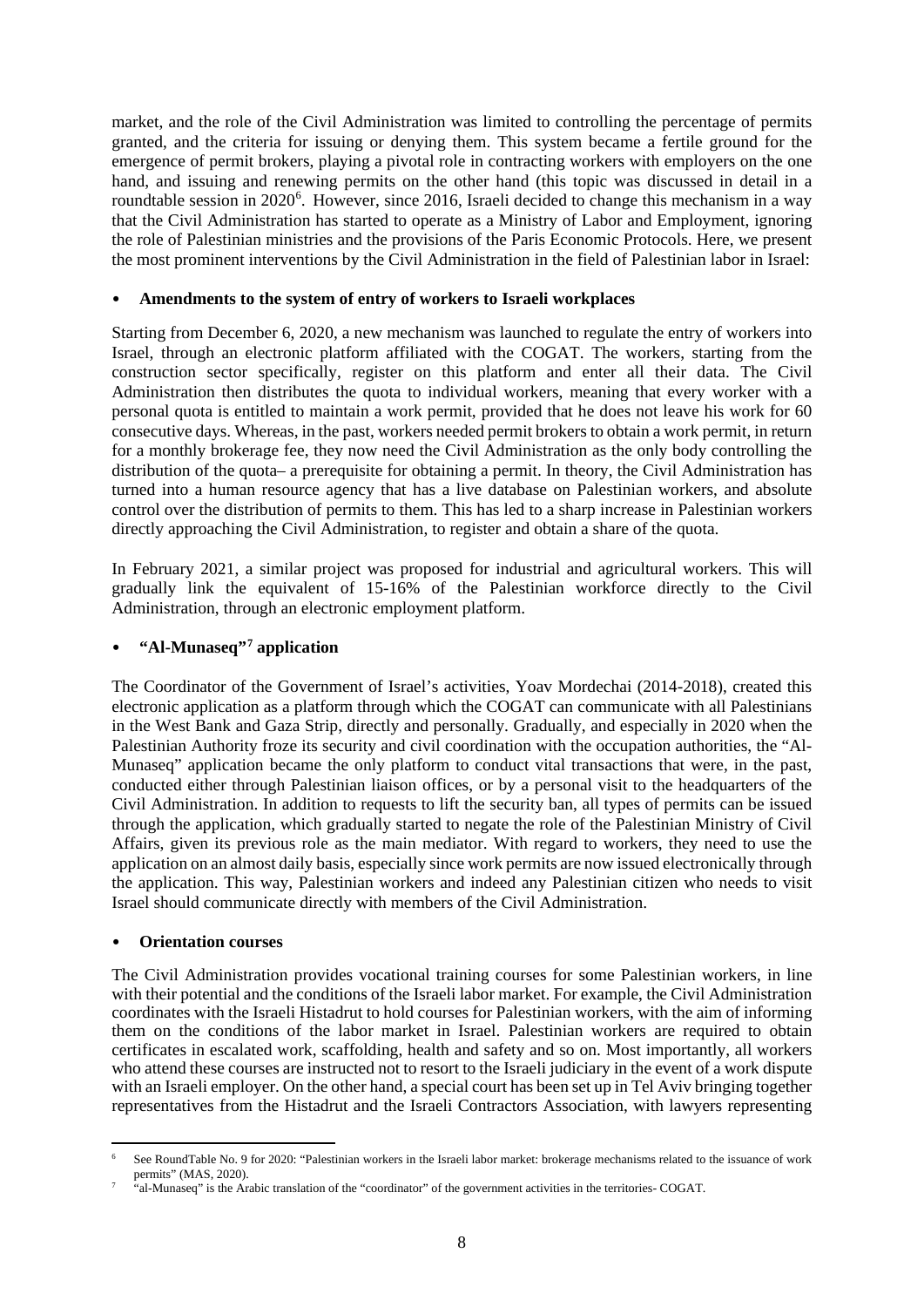market, and the role of the Civil Administration was limited to controlling the percentage of permits granted, and the criteria for issuing or denying them. This system became a fertile ground for the emergence of permit brokers, playing a pivotal role in contracting workers with employers on the one hand, and issuing and renewing permits on the other hand (this topic was discussed in detail in a roundtable session in 2020[6]. However, since 2016, Israeli decided to change this mechanism in a way that the Civil Administration has started to operate as a Ministry of Labor and Employment, ignoring the role of Palestinian ministries and the provisions of the Paris Economic Protocols. Here, we present the most prominent interventions by the Civil Administration in the field of Palestinian labor in Israel:

- **Amendments to the system of entry of workers to Israeli workplaces**

Starting from December 6, 2020, a new mechanism was launched to regulate the entry of workers into Israel, through an electronic platform affiliated with the COGAT. The workers, starting from the construction sector specifically, register on this platform and enter all their data. The Civil Administration then distributes the quota to individual workers, meaning that every worker with a personal quota is entitled to maintain a work permit, provided that he does not leave his work for 60 consecutive days. Whereas, in the past, workers needed permit brokers to obtain a work permit, in return for a monthly brokerage fee, they now need the Civil Administration as the only body controlling the distribution of the quota– a prerequisite for obtaining a permit. In theory, the Civil Administration has turned into a human resource agency that has a live database on Palestinian workers, and absolute control over the distribution of permits to them. This has led to a sharp increase in Palestinian workers directly approaching the Civil Administration, to register and obtain a share of the quota.

In February 2021, a similar project was proposed for industrial and agricultural workers. This will gradually link the equivalent of 15-16% of the Palestinian workforce directly to the Civil Administration, through an electronic employment platform.

- **"Al-Munaseq"[7] application**

The Coordinator of the Government of Israel's activities, Yoav Mordechai (2014-2018), created this electronic application as a platform through which the COGAT can communicate with all Palestinians in the West Bank and Gaza Strip, directly and personally. Gradually, and especially in 2020 when the Palestinian Authority froze its security and civil coordination with the occupation authorities, the "Al-Munaseq" application became the only platform to conduct vital transactions that were, in the past, conducted either through Palestinian liaison offices, or by a personal visit to the headquarters of the Civil Administration. In addition to requests to lift the security ban, all types of permits can be issued through the application, which gradually started to negate the role of the Palestinian Ministry of Civil Affairs, given its previous role as the main mediator. With regard to workers, they need to use the application on an almost daily basis, especially since work permits are now issued electronically through the application. This way, Palestinian workers and indeed any Palestinian citizen who needs to visit Israel should communicate directly with members of the Civil Administration.

- **Orientation courses**

The Civil Administration provides vocational training courses for some Palestinian workers, in line with their potential and the conditions of the Israeli labor market. For example, the Civil Administration coordinates with the Israeli Histadrut to hold courses for Palestinian workers, with the aim of informing them on the conditions of the labor market in Israel. Palestinian workers are required to obtain certificates in escalated work, scaffolding, health and safety and so on. Most importantly, all workers who attend these courses are instructed not to resort to the Israeli judiciary in the event of a work dispute with an Israeli employer. On the other hand, a special court has been set up in Tel Aviv bringing together representatives from the Histadrut and the Israeli Contractors Association, with lawyers representing

---

[6] See RoundTable No. 9 for 2020: "Palestinian workers in the Israeli labor market: brokerage mechanisms related to the issuance of work permits" (MAS, 2020).

[7] "al-Munaseq" is the Arabic translation of the "coordinator" of the government activities in the territories- COGAT.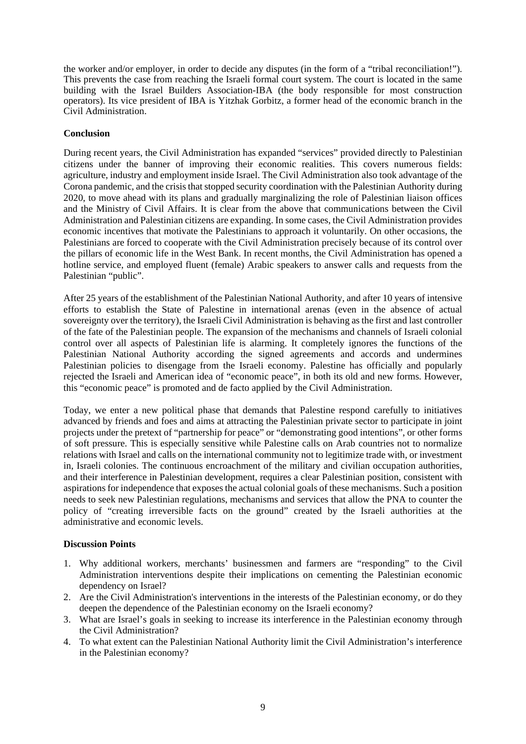the worker and/or employer, in order to decide any disputes (in the form of a "tribal reconciliation!"). This prevents the case from reaching the Israeli formal court system. The court is located in the same building with the Israel Builders Association-IBA (the body responsible for most construction operators). Its vice president of IBA is Yitzhak Gorbitz, a former head of the economic branch in the Civil Administration.

**Conclusion**

During recent years, the Civil Administration has expanded "services" provided directly to Palestinian citizens under the banner of improving their economic realities. This covers numerous fields: agriculture, industry and employment inside Israel. The Civil Administration also took advantage of the Corona pandemic, and the crisis that stopped security coordination with the Palestinian Authority during 2020, to move ahead with its plans and gradually marginalizing the role of Palestinian liaison offices and the Ministry of Civil Affairs. It is clear from the above that communications between the Civil Administration and Palestinian citizens are expanding. In some cases, the Civil Administration provides economic incentives that motivate the Palestinians to approach it voluntarily. On other occasions, the Palestinians are forced to cooperate with the Civil Administration precisely because of its control over the pillars of economic life in the West Bank. In recent months, the Civil Administration has opened a hotline service, and employed fluent (female) Arabic speakers to answer calls and requests from the Palestinian "public".

After 25 years of the establishment of the Palestinian National Authority, and after 10 years of intensive efforts to establish the State of Palestine in international arenas (even in the absence of actual sovereignty over the territory), the Israeli Civil Administration is behaving as the first and last controller of the fate of the Palestinian people. The expansion of the mechanisms and channels of Israeli colonial control over all aspects of Palestinian life is alarming. It completely ignores the functions of the Palestinian National Authority according the signed agreements and accords and undermines Palestinian policies to disengage from the Israeli economy. Palestine has officially and popularly rejected the Israeli and American idea of "economic peace", in both its old and new forms. However, this "economic peace" is promoted and de facto applied by the Civil Administration.

Today, we enter a new political phase that demands that Palestine respond carefully to initiatives advanced by friends and foes and aims at attracting the Palestinian private sector to participate in joint projects under the pretext of "partnership for peace" or "demonstrating good intentions", or other forms of soft pressure. This is especially sensitive while Palestine calls on Arab countries not to normalize relations with Israel and calls on the international community not to legitimize trade with, or investment in, Israeli colonies. The continuous encroachment of the military and civilian occupation authorities, and their interference in Palestinian development, requires a clear Palestinian position, consistent with aspirations for independence that exposes the actual colonial goals of these mechanisms. Such a position needs to seek new Palestinian regulations, mechanisms and services that allow the PNA to counter the policy of "creating irreversible facts on the ground" created by the Israeli authorities at the administrative and economic levels.

**Discussion Points**

1. Why additional workers, merchants' businessmen and farmers are "responding" to the Civil Administration interventions despite their implications on cementing the Palestinian economic dependency on Israel?
2. Are the Civil Administration's interventions in the interests of the Palestinian economy, or do they deepen the dependence of the Palestinian economy on the Israeli economy?
3. What are Israel's goals in seeking to increase its interference in the Palestinian economy through the Civil Administration?
4. To what extent can the Palestinian National Authority limit the Civil Administration's interference in the Palestinian economy?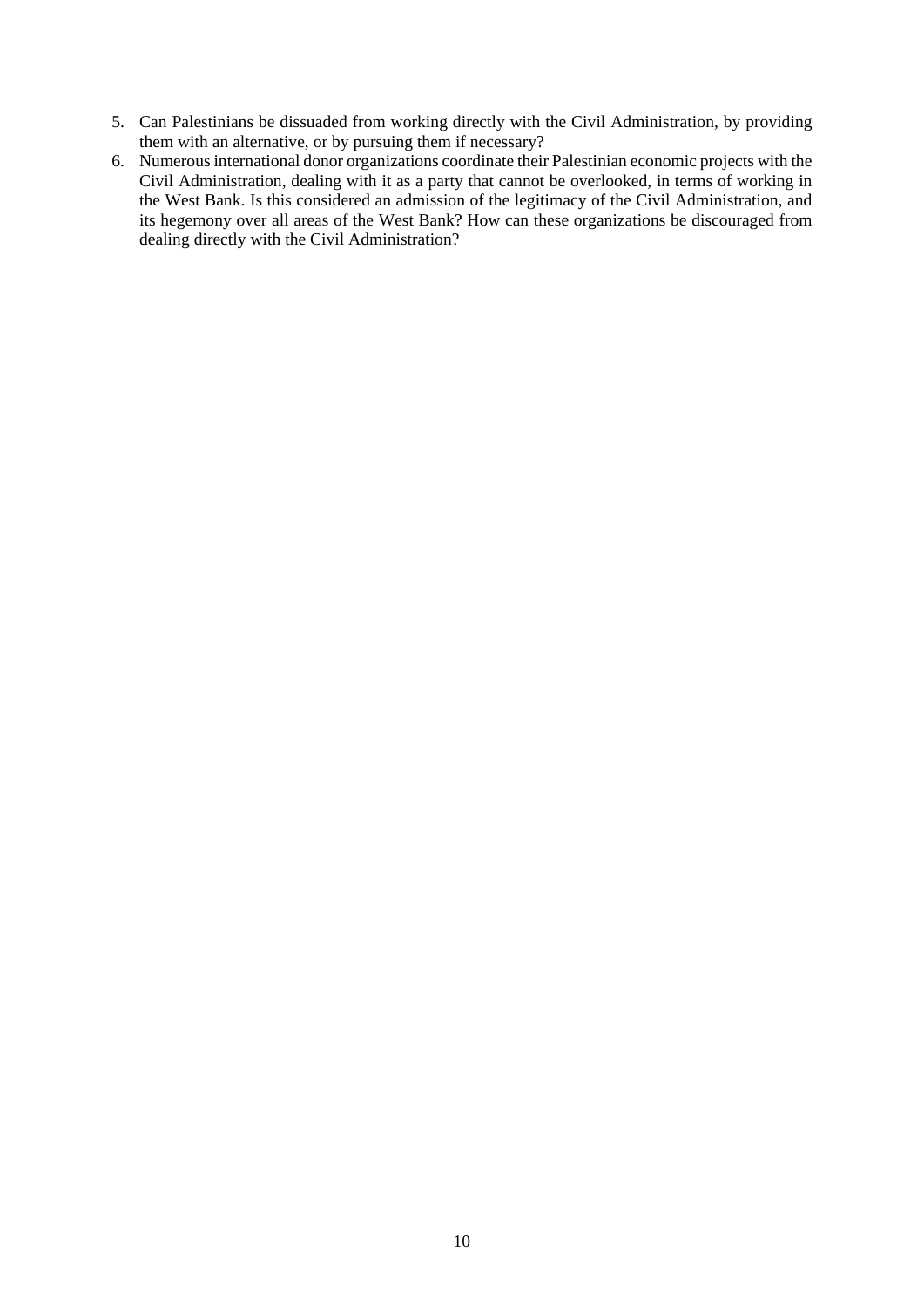5. Can Palestinians be dissuaded from working directly with the Civil Administration, by providing them with an alternative, or by pursuing them if necessary?
6. Numerous international donor organizations coordinate their Palestinian economic projects with the Civil Administration, dealing with it as a party that cannot be overlooked, in terms of working in the West Bank. Is this considered an admission of the legitimacy of the Civil Administration, and its hegemony over all areas of the West Bank? How can these organizations be discouraged from dealing directly with the Civil Administration?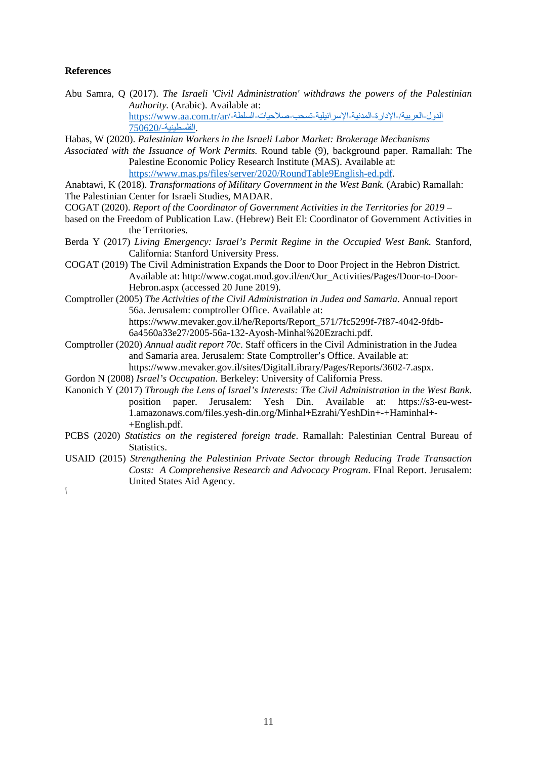**References**

Abu Samra, Q (2017). *The Israeli 'Civil Administration' withdraws the powers of the Palestinian Authority.* (Arabic). Available at: https://www.aa.com.tr/ar/الدول-العربية/-الإدارة-المدنية-الإسرائيلية-تسحب-صلاحيات-السلطة-الفلسطينية/750620.

Habas, W (2020). *Palestinian Workers in the Israeli Labor Market: Brokerage Mechanisms Associated with the Issuance of Work Permits.* Round table (9), background paper. Ramallah: The Palestine Economic Policy Research Institute (MAS). Available at: https://www.mas.ps/files/server/2020/RoundTable9English-ed.pdf.

Anabtawi, K (2018). *Transformations of Military Government in the West Bank.* (Arabic) Ramallah: The Palestinian Center for Israeli Studies, MADAR.

COGAT (2020). *Report of the Coordinator of Government Activities in the Territories for 2019 –* based on the Freedom of Publication Law. (Hebrew) Beit El: Coordinator of Government Activities in the Territories.

Berda Y (2017) *Living Emergency: Israel's Permit Regime in the Occupied West Bank.* Stanford, California: Stanford University Press.

COGAT (2019) The Civil Administration Expands the Door to Door Project in the Hebron District. Available at: http://www.cogat.mod.gov.il/en/Our_Activities/Pages/Door-to-Door-Hebron.aspx (accessed 20 June 2019).

Comptroller (2005) *The Activities of the Civil Administration in Judea and Samaria*. Annual report 56a. Jerusalem: comptroller Office. Available at: https://www.mevaker.gov.il/he/Reports/Report_571/7fc5299f-7f87-4042-9fdb-6a4560a33e27/2005-56a-132-Ayosh-Minhal%20Ezrachi.pdf.

Comptroller (2020) *Annual audit report 70c*. Staff officers in the Civil Administration in the Judea and Samaria area. Jerusalem: State Comptroller's Office. Available at: https://www.mevaker.gov.il/sites/DigitalLibrary/Pages/Reports/3602-7.aspx.

Gordon N (2008) *Israel's Occupation*. Berkeley: University of California Press.

Kanonich Y (2017) *Through the Lens of Israel's Interests: The Civil Administration in the West Bank.* position paper. Jerusalem: Yesh Din. Available at: https://s3-eu-west-1.amazonaws.com/files.yesh-din.org/Minhal+Ezrahi/YeshDin+-+Haminhal+-+English.pdf.

PCBS (2020) *Statistics on the registered foreign trade*. Ramallah: Palestinian Central Bureau of Statistics.

USAID (2015) *Strengthening the Palestinian Private Sector through Reducing Trade Transaction Costs: A Comprehensive Research and Advocacy Program*. FInal Report. Jerusalem: United States Aid Agency.

أ